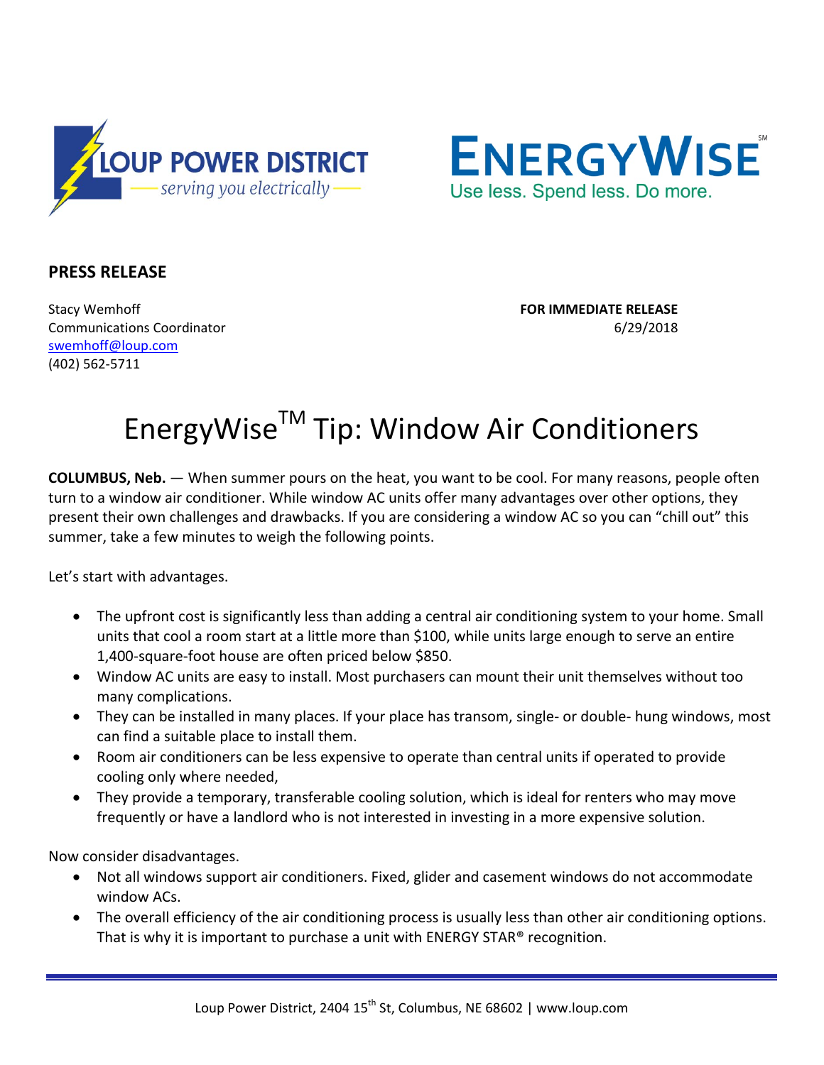LOUP POWER DISTRICT
*serving you electrically*

ENERGYWISE℠
Use less. Spend less. Do more.

**PRESS RELEASE**

Stacy Wemhoff
Communications Coordinator
swemhoff@loup.com
(402) 562-5711

**FOR IMMEDIATE RELEASE**
6/29/2018

# EnergyWise™ Tip: Window Air Conditioners

**COLUMBUS, Neb.** — When summer pours on the heat, you want to be cool. For many reasons, people often turn to a window air conditioner. While window AC units offer many advantages over other options, they present their own challenges and drawbacks. If you are considering a window AC so you can "chill out" this summer, take a few minutes to weigh the following points.

Let's start with advantages.

- The upfront cost is significantly less than adding a central air conditioning system to your home. Small units that cool a room start at a little more than $100, while units large enough to serve an entire 1,400-square-foot house are often priced below $850.
- Window AC units are easy to install. Most purchasers can mount their unit themselves without too many complications.
- They can be installed in many places. If your place has transom, single- or double- hung windows, most can find a suitable place to install them.
- Room air conditioners can be less expensive to operate than central units if operated to provide cooling only where needed,
- They provide a temporary, transferable cooling solution, which is ideal for renters who may move frequently or have a landlord who is not interested in investing in a more expensive solution.

Now consider disadvantages.

- Not all windows support air conditioners. Fixed, glider and casement windows do not accommodate window ACs.
- The overall efficiency of the air conditioning process is usually less than other air conditioning options. That is why it is important to purchase a unit with ENERGY STAR® recognition.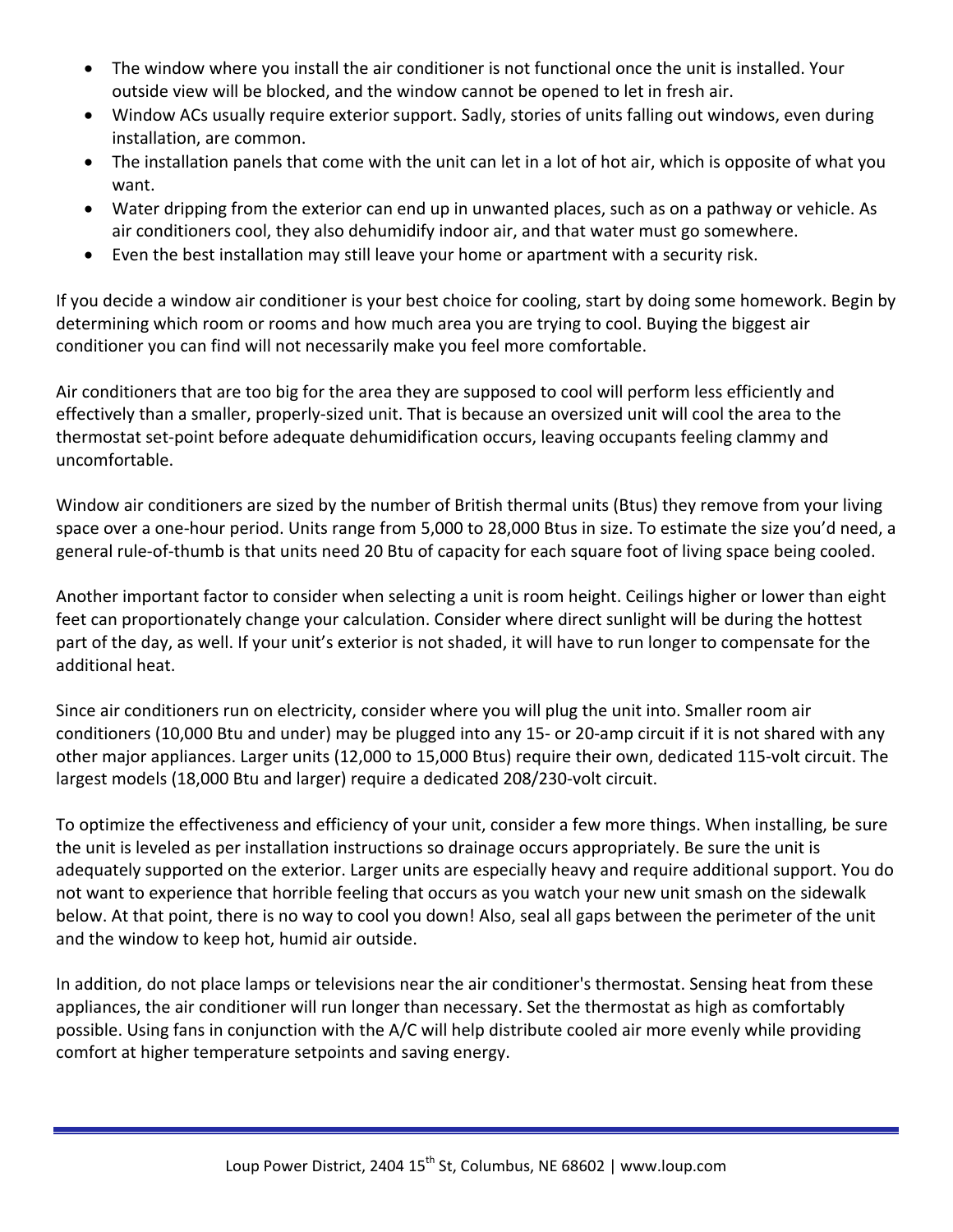- The window where you install the air conditioner is not functional once the unit is installed. Your outside view will be blocked, and the window cannot be opened to let in fresh air.
- Window ACs usually require exterior support. Sadly, stories of units falling out windows, even during installation, are common.
- The installation panels that come with the unit can let in a lot of hot air, which is opposite of what you want.
- Water dripping from the exterior can end up in unwanted places, such as on a pathway or vehicle. As air conditioners cool, they also dehumidify indoor air, and that water must go somewhere.
- Even the best installation may still leave your home or apartment with a security risk.

If you decide a window air conditioner is your best choice for cooling, start by doing some homework. Begin by determining which room or rooms and how much area you are trying to cool. Buying the biggest air conditioner you can find will not necessarily make you feel more comfortable.

Air conditioners that are too big for the area they are supposed to cool will perform less efficiently and effectively than a smaller, properly-sized unit. That is because an oversized unit will cool the area to the thermostat set-point before adequate dehumidification occurs, leaving occupants feeling clammy and uncomfortable.

Window air conditioners are sized by the number of British thermal units (Btus) they remove from your living space over a one-hour period. Units range from 5,000 to 28,000 Btus in size. To estimate the size you'd need, a general rule-of-thumb is that units need 20 Btu of capacity for each square foot of living space being cooled.

Another important factor to consider when selecting a unit is room height. Ceilings higher or lower than eight feet can proportionately change your calculation. Consider where direct sunlight will be during the hottest part of the day, as well. If your unit's exterior is not shaded, it will have to run longer to compensate for the additional heat.

Since air conditioners run on electricity, consider where you will plug the unit into. Smaller room air conditioners (10,000 Btu and under) may be plugged into any 15- or 20-amp circuit if it is not shared with any other major appliances. Larger units (12,000 to 15,000 Btus) require their own, dedicated 115-volt circuit. The largest models (18,000 Btu and larger) require a dedicated 208/230-volt circuit.

To optimize the effectiveness and efficiency of your unit, consider a few more things. When installing, be sure the unit is leveled as per installation instructions so drainage occurs appropriately. Be sure the unit is adequately supported on the exterior. Larger units are especially heavy and require additional support. You do not want to experience that horrible feeling that occurs as you watch your new unit smash on the sidewalk below. At that point, there is no way to cool you down! Also, seal all gaps between the perimeter of the unit and the window to keep hot, humid air outside.

In addition, do not place lamps or televisions near the air conditioner's thermostat. Sensing heat from these appliances, the air conditioner will run longer than necessary. Set the thermostat as high as comfortably possible. Using fans in conjunction with the A/C will help distribute cooled air more evenly while providing comfort at higher temperature setpoints and saving energy.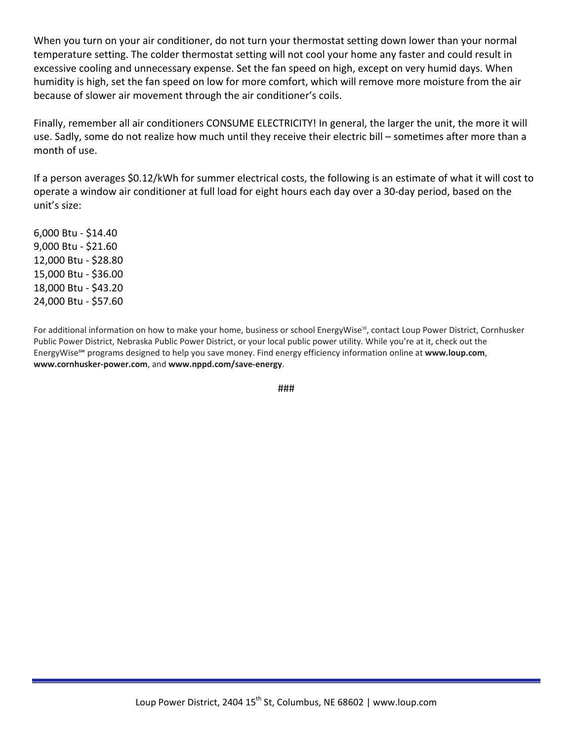When you turn on your air conditioner, do not turn your thermostat setting down lower than your normal temperature setting. The colder thermostat setting will not cool your home any faster and could result in excessive cooling and unnecessary expense. Set the fan speed on high, except on very humid days. When humidity is high, set the fan speed on low for more comfort, which will remove more moisture from the air because of slower air movement through the air conditioner's coils.

Finally, remember all air conditioners CONSUME ELECTRICITY! In general, the larger the unit, the more it will use. Sadly, some do not realize how much until they receive their electric bill – sometimes after more than a month of use.

If a person averages $0.12/kWh for summer electrical costs, the following is an estimate of what it will cost to operate a window air conditioner at full load for eight hours each day over a 30-day period, based on the unit's size:

6,000 Btu - $14.40  
9,000 Btu - $21.60  
12,000 Btu - $28.80  
15,000 Btu - $36.00  
18,000 Btu - $43.20  
24,000 Btu - $57.60

For additional information on how to make your home, business or school EnergyWise℠, contact Loup Power District, Cornhusker Public Power District, Nebraska Public Power District, or your local public power utility. While you're at it, check out the EnergyWise℠ programs designed to help you save money. Find energy efficiency information online at **www.loup.com**, **www.cornhusker-power.com**, and **www.nppd.com/save-energy**.

###